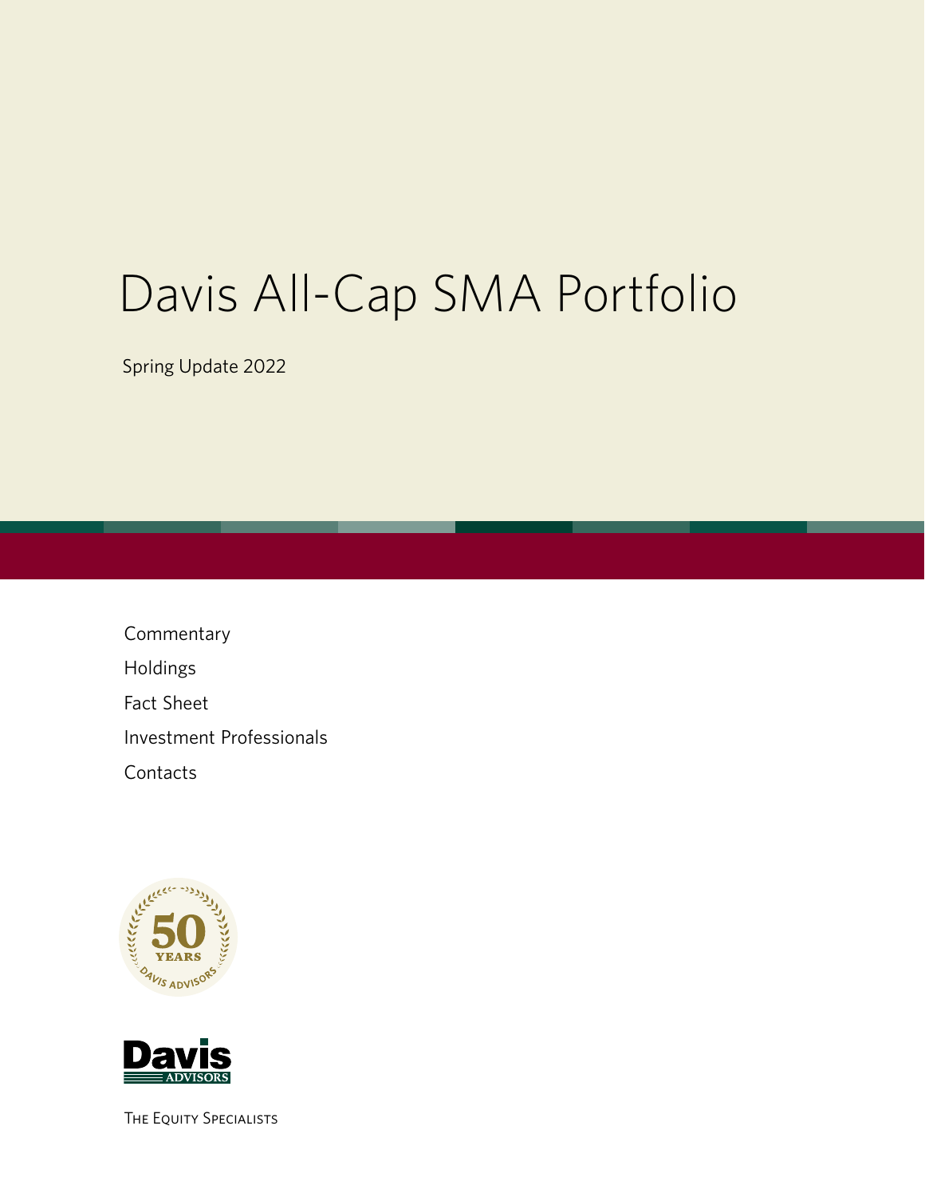# Davis All-Cap SMA Portfolio

Spring Update 2022

- Commentary
- Holdings
- Fact Sheet
- Investment Professionals
- Contacts

50 YEARS DAVIS ADVISORS

Davis ADVISORS

THE EQUITY SPECIALISTS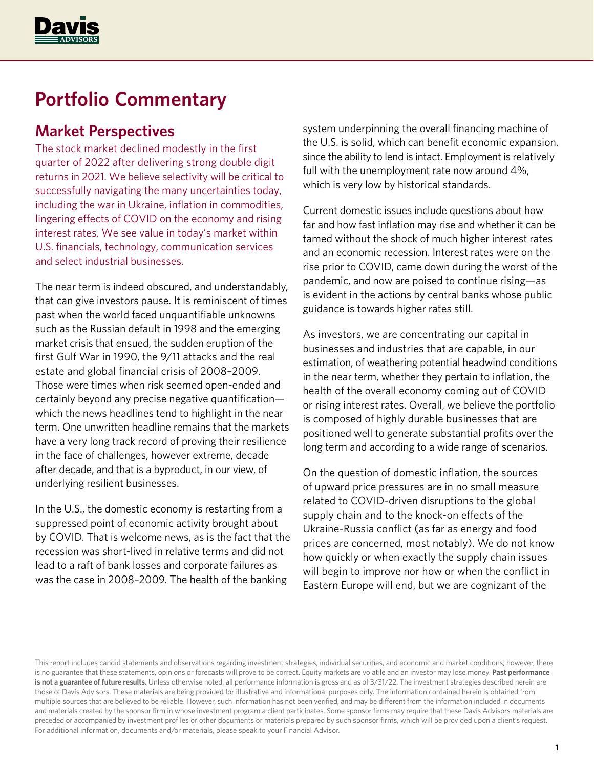# Portfolio Commentary

## Market Perspectives

The stock market declined modestly in the first quarter of 2022 after delivering strong double digit returns in 2021. We believe selectivity will be critical to successfully navigating the many uncertainties today, including the war in Ukraine, inflation in commodities, lingering effects of COVID on the economy and rising interest rates. We see value in today's market within U.S. financials, technology, communication services and select industrial businesses.

The near term is indeed obscured, and understandably, that can give investors pause. It is reminiscent of times past when the world faced unquantifiable unknowns such as the Russian default in 1998 and the emerging market crisis that ensued, the sudden eruption of the first Gulf War in 1990, the 9/11 attacks and the real estate and global financial crisis of 2008–2009. Those were times when risk seemed open-ended and certainly beyond any precise negative quantification—which the news headlines tend to highlight in the near term. One unwritten headline remains that the markets have a very long track record of proving their resilience in the face of challenges, however extreme, decade after decade, and that is a byproduct, in our view, of underlying resilient businesses.

In the U.S., the domestic economy is restarting from a suppressed point of economic activity brought about by COVID. That is welcome news, as is the fact that the recession was short-lived in relative terms and did not lead to a raft of bank losses and corporate failures as was the case in 2008–2009. The health of the banking system underpinning the overall financing machine of the U.S. is solid, which can benefit economic expansion, since the ability to lend is intact. Employment is relatively full with the unemployment rate now around 4%, which is very low by historical standards.

Current domestic issues include questions about how far and how fast inflation may rise and whether it can be tamed without the shock of much higher interest rates and an economic recession. Interest rates were on the rise prior to COVID, came down during the worst of the pandemic, and now are poised to continue rising—as is evident in the actions by central banks whose public guidance is towards higher rates still.

As investors, we are concentrating our capital in businesses and industries that are capable, in our estimation, of weathering potential headwind conditions in the near term, whether they pertain to inflation, the health of the overall economy coming out of COVID or rising interest rates. Overall, we believe the portfolio is composed of highly durable businesses that are positioned well to generate substantial profits over the long term and according to a wide range of scenarios.

On the question of domestic inflation, the sources of upward price pressures are in no small measure related to COVID-driven disruptions to the global supply chain and to the knock-on effects of the Ukraine-Russia conflict (as far as energy and food prices are concerned, most notably). We do not know how quickly or when exactly the supply chain issues will begin to improve nor how or when the conflict in Eastern Europe will end, but we are cognizant of the

This report includes candid statements and observations regarding investment strategies, individual securities, and economic and market conditions; however, there is no guarantee that these statements, opinions or forecasts will prove to be correct. Equity markets are volatile and an investor may lose money. **Past performance is not a guarantee of future results.** Unless otherwise noted, all performance information is gross and as of 3/31/22. The investment strategies described herein are those of Davis Advisors. These materials are being provided for illustrative and informational purposes only. The information contained herein is obtained from multiple sources that are believed to be reliable. However, such information has not been verified, and may be different from the information included in documents and materials created by the sponsor firm in whose investment program a client participates. Some sponsor firms may require that these Davis Advisors materials are preceded or accompanied by investment profiles or other documents or materials prepared by such sponsor firms, which will be provided upon a client's request. For additional information, documents and/or materials, please speak to your Financial Advisor.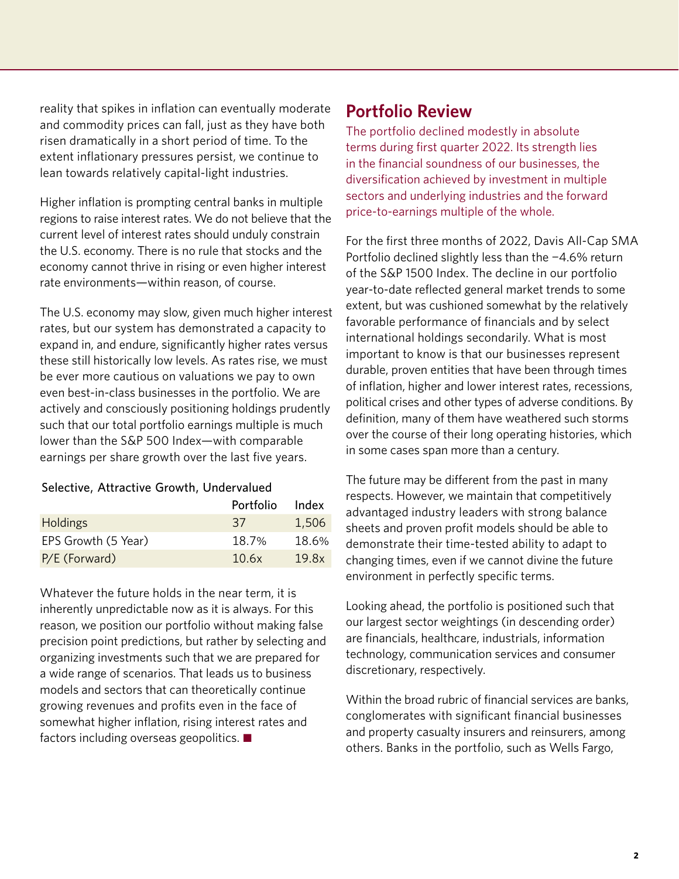reality that spikes in inflation can eventually moderate and commodity prices can fall, just as they have both risen dramatically in a short period of time. To the extent inflationary pressures persist, we continue to lean towards relatively capital-light industries.

Higher inflation is prompting central banks in multiple regions to raise interest rates. We do not believe that the current level of interest rates should unduly constrain the U.S. economy. There is no rule that stocks and the economy cannot thrive in rising or even higher interest rate environments—within reason, of course.

The U.S. economy may slow, given much higher interest rates, but our system has demonstrated a capacity to expand in, and endure, significantly higher rates versus these still historically low levels. As rates rise, we must be ever more cautious on valuations we pay to own even best-in-class businesses in the portfolio. We are actively and consciously positioning holdings prudently such that our total portfolio earnings multiple is much lower than the S&P 500 Index—with comparable earnings per share growth over the last five years.

Selective, Attractive Growth, Undervalued

| | Portfolio | Index |
|---|---|---|
| Holdings | 37 | 1,506 |
| EPS Growth (5 Year) | 18.7% | 18.6% |
| P/E (Forward) | 10.6x | 19.8x |

Whatever the future holds in the near term, it is inherently unpredictable now as it is always. For this reason, we position our portfolio without making false precision point predictions, but rather by selecting and organizing investments such that we are prepared for a wide range of scenarios. That leads us to business models and sectors that can theoretically continue growing revenues and profits even in the face of somewhat higher inflation, rising interest rates and factors including overseas geopolitics. ■

## Portfolio Review

The portfolio declined modestly in absolute terms during first quarter 2022. Its strength lies in the financial soundness of our businesses, the diversification achieved by investment in multiple sectors and underlying industries and the forward price-to-earnings multiple of the whole.

For the first three months of 2022, Davis All-Cap SMA Portfolio declined slightly less than the −4.6% return of the S&P 1500 Index. The decline in our portfolio year-to-date reflected general market trends to some extent, but was cushioned somewhat by the relatively favorable performance of financials and by select international holdings secondarily. What is most important to know is that our businesses represent durable, proven entities that have been through times of inflation, higher and lower interest rates, recessions, political crises and other types of adverse conditions. By definition, many of them have weathered such storms over the course of their long operating histories, which in some cases span more than a century.

The future may be different from the past in many respects. However, we maintain that competitively advantaged industry leaders with strong balance sheets and proven profit models should be able to demonstrate their time-tested ability to adapt to changing times, even if we cannot divine the future environment in perfectly specific terms.

Looking ahead, the portfolio is positioned such that our largest sector weightings (in descending order) are financials, healthcare, industrials, information technology, communication services and consumer discretionary, respectively.

Within the broad rubric of financial services are banks, conglomerates with significant financial businesses and property casualty insurers and reinsurers, among others. Banks in the portfolio, such as Wells Fargo,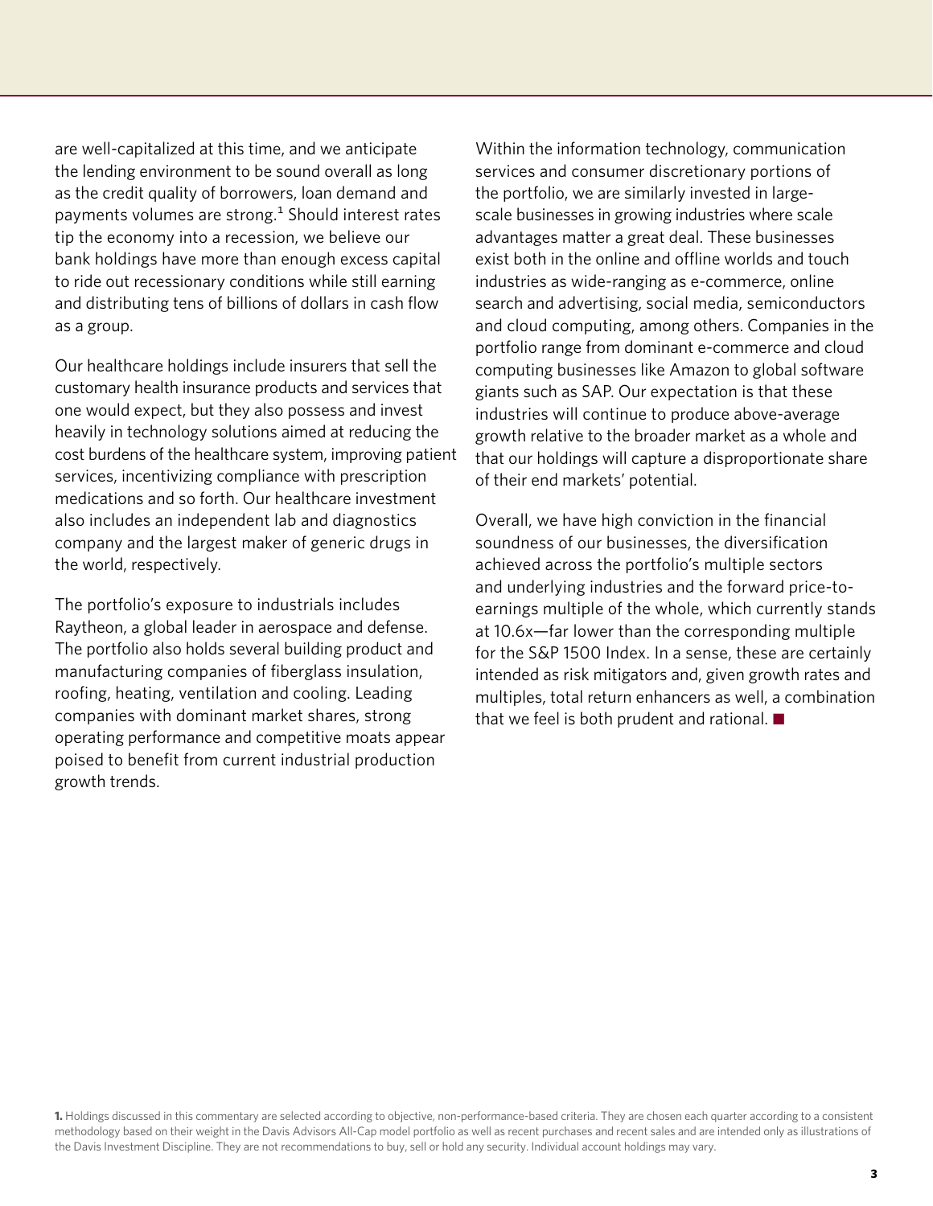are well-capitalized at this time, and we anticipate the lending environment to be sound overall as long as the credit quality of borrowers, loan demand and payments volumes are strong.[1] Should interest rates tip the economy into a recession, we believe our bank holdings have more than enough excess capital to ride out recessionary conditions while still earning and distributing tens of billions of dollars in cash flow as a group.

Our healthcare holdings include insurers that sell the customary health insurance products and services that one would expect, but they also possess and invest heavily in technology solutions aimed at reducing the cost burdens of the healthcare system, improving patient services, incentivizing compliance with prescription medications and so forth. Our healthcare investment also includes an independent lab and diagnostics company and the largest maker of generic drugs in the world, respectively.

The portfolio's exposure to industrials includes Raytheon, a global leader in aerospace and defense. The portfolio also holds several building product and manufacturing companies of fiberglass insulation, roofing, heating, ventilation and cooling. Leading companies with dominant market shares, strong operating performance and competitive moats appear poised to benefit from current industrial production growth trends.

Within the information technology, communication services and consumer discretionary portions of the portfolio, we are similarly invested in large-scale businesses in growing industries where scale advantages matter a great deal. These businesses exist both in the online and offline worlds and touch industries as wide-ranging as e-commerce, online search and advertising, social media, semiconductors and cloud computing, among others. Companies in the portfolio range from dominant e-commerce and cloud computing businesses like Amazon to global software giants such as SAP. Our expectation is that these industries will continue to produce above-average growth relative to the broader market as a whole and that our holdings will capture a disproportionate share of their end markets' potential.

Overall, we have high conviction in the financial soundness of our businesses, the diversification achieved across the portfolio's multiple sectors and underlying industries and the forward price-to-earnings multiple of the whole, which currently stands at 10.6x—far lower than the corresponding multiple for the S&P 1500 Index. In a sense, these are certainly intended as risk mitigators and, given growth rates and multiples, total return enhancers as well, a combination that we feel is both prudent and rational. ■

**1.** Holdings discussed in this commentary are selected according to objective, non-performance-based criteria. They are chosen each quarter according to a consistent methodology based on their weight in the Davis Advisors All-Cap model portfolio as well as recent purchases and recent sales and are intended only as illustrations of the Davis Investment Discipline. They are not recommendations to buy, sell or hold any security. Individual account holdings may vary.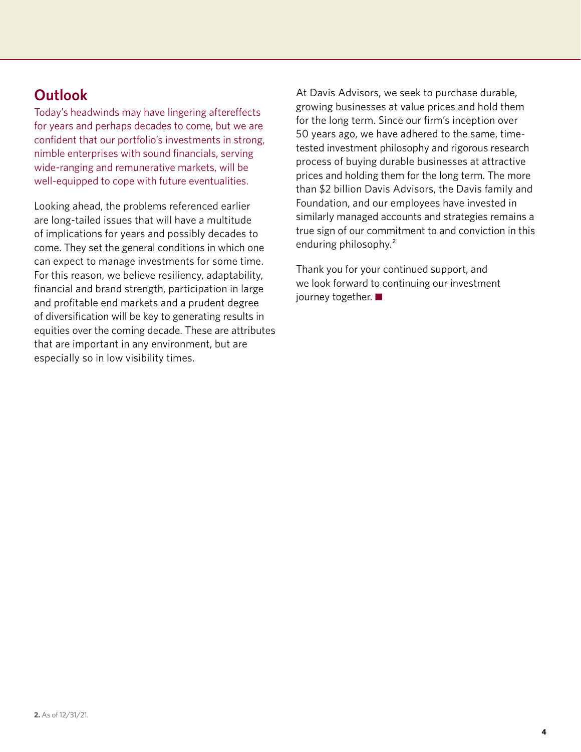## Outlook

Today's headwinds may have lingering aftereffects for years and perhaps decades to come, but we are confident that our portfolio's investments in strong, nimble enterprises with sound financials, serving wide-ranging and remunerative markets, will be well-equipped to cope with future eventualities.

Looking ahead, the problems referenced earlier are long-tailed issues that will have a multitude of implications for years and possibly decades to come. They set the general conditions in which one can expect to manage investments for some time. For this reason, we believe resiliency, adaptability, financial and brand strength, participation in large and profitable end markets and a prudent degree of diversification will be key to generating results in equities over the coming decade. These are attributes that are important in any environment, but are especially so in low visibility times.

At Davis Advisors, we seek to purchase durable, growing businesses at value prices and hold them for the long term. Since our firm's inception over 50 years ago, we have adhered to the same, time-tested investment philosophy and rigorous research process of buying durable businesses at attractive prices and holding them for the long term. The more than $2 billion Davis Advisors, the Davis family and Foundation, and our employees have invested in similarly managed accounts and strategies remains a true sign of our commitment to and conviction in this enduring philosophy.[2]

Thank you for your continued support, and we look forward to continuing our investment journey together. ■

**2.** As of 12/31/21.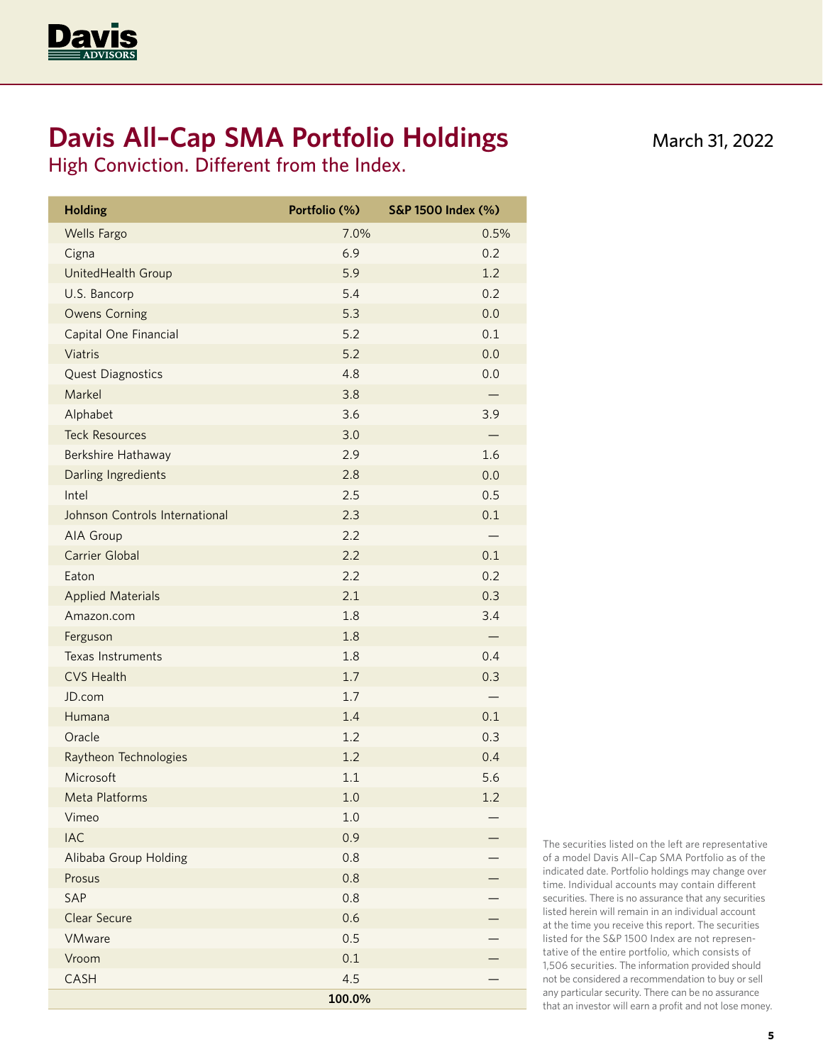# Davis All-Cap SMA Portfolio Holdings

March 31, 2022

## High Conviction. Different from the Index.

| Holding | Portfolio (%) | S&P 1500 Index (%) |
|---|---|---|
| Wells Fargo | 7.0% | 0.5% |
| Cigna | 6.9 | 0.2 |
| UnitedHealth Group | 5.9 | 1.2 |
| U.S. Bancorp | 5.4 | 0.2 |
| Owens Corning | 5.3 | 0.0 |
| Capital One Financial | 5.2 | 0.1 |
| Viatris | 5.2 | 0.0 |
| Quest Diagnostics | 4.8 | 0.0 |
| Markel | 3.8 | — |
| Alphabet | 3.6 | 3.9 |
| Teck Resources | 3.0 | — |
| Berkshire Hathaway | 2.9 | 1.6 |
| Darling Ingredients | 2.8 | 0.0 |
| Intel | 2.5 | 0.5 |
| Johnson Controls International | 2.3 | 0.1 |
| AIA Group | 2.2 | — |
| Carrier Global | 2.2 | 0.1 |
| Eaton | 2.2 | 0.2 |
| Applied Materials | 2.1 | 0.3 |
| Amazon.com | 1.8 | 3.4 |
| Ferguson | 1.8 | — |
| Texas Instruments | 1.8 | 0.4 |
| CVS Health | 1.7 | 0.3 |
| JD.com | 1.7 | — |
| Humana | 1.4 | 0.1 |
| Oracle | 1.2 | 0.3 |
| Raytheon Technologies | 1.2 | 0.4 |
| Microsoft | 1.1 | 5.6 |
| Meta Platforms | 1.0 | 1.2 |
| Vimeo | 1.0 | — |
| IAC | 0.9 | — |
| Alibaba Group Holding | 0.8 | — |
| Prosus | 0.8 | — |
| SAP | 0.8 | — |
| Clear Secure | 0.6 | — |
| VMware | 0.5 | — |
| Vroom | 0.1 | — |
| CASH | 4.5 | — |
| | **100.0%** | |

The securities listed on the left are representative of a model Davis All-Cap SMA Portfolio as of the indicated date. Portfolio holdings may change over time. Individual accounts may contain different securities. There is no assurance that any securities listed herein will remain in an individual account at the time you receive this report. The securities listed for the S&P 1500 Index are not representative of the entire portfolio, which consists of 1,506 securities. The information provided should not be considered a recommendation to buy or sell any particular security. There can be no assurance that an investor will earn a profit and not lose money.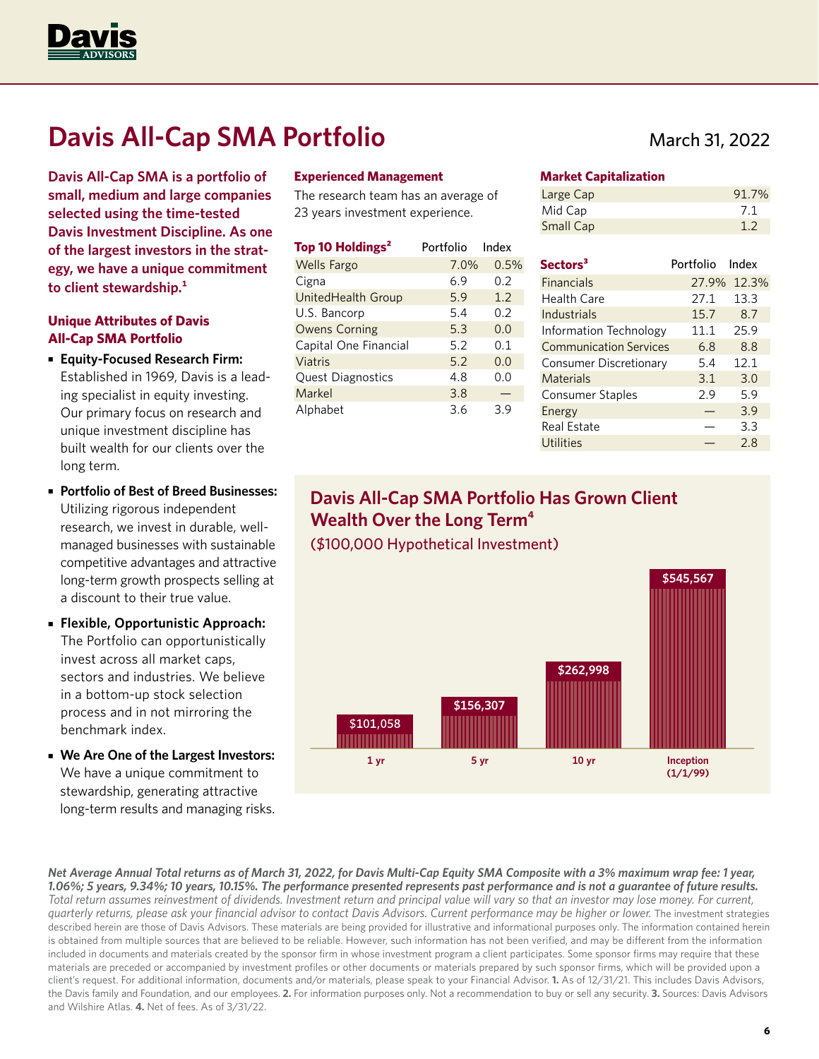# Davis All-Cap SMA Portfolio

March 31, 2022

**Davis All-Cap SMA is a portfolio of small, medium and large companies selected using the time-tested Davis Investment Discipline. As one of the largest investors in the strategy, we have a unique commitment to client stewardship.[1]**

### Unique Attributes of Davis All-Cap SMA Portfolio

- **Equity-Focused Research Firm:** Established in 1969, Davis is a leading specialist in equity investing. Our primary focus on research and unique investment discipline has built wealth for our clients over the long term.
- **Portfolio of Best of Breed Businesses:** Utilizing rigorous independent research, we invest in durable, well-managed businesses with sustainable competitive advantages and attractive long-term growth prospects selling at a discount to their true value.
- **Flexible, Opportunistic Approach:** The Portfolio can opportunistically invest across all market caps, sectors and industries. We believe in a bottom-up stock selection process and in not mirroring the benchmark index.
- **We Are One of the Largest Investors:** We have a unique commitment to stewardship, generating attractive long-term results and managing risks.

### Experienced Management

The research team has an average of 23 years investment experience.

| Top 10 Holdings[2] | Portfolio | Index |
|---|---|---|
| Wells Fargo | 7.0% | 0.5% |
| Cigna | 6.9 | 0.2 |
| UnitedHealth Group | 5.9 | 1.2 |
| U.S. Bancorp | 5.4 | 0.2 |
| Owens Corning | 5.3 | 0.0 |
| Capital One Financial | 5.2 | 0.1 |
| Viatris | 5.2 | 0.0 |
| Quest Diagnostics | 4.8 | 0.0 |
| Markel | 3.8 | — |
| Alphabet | 3.6 | 3.9 |

### Market Capitalization

| | |
|---|---|
| Large Cap | 91.7% |
| Mid Cap | 7.1 |
| Small Cap | 1.2 |

| Sectors[3] | Portfolio | Index |
|---|---|---|
| Financials | 27.9% | 12.3% |
| Health Care | 27.1 | 13.3 |
| Industrials | 15.7 | 8.7 |
| Information Technology | 11.1 | 25.9 |
| Communication Services | 6.8 | 8.8 |
| Consumer Discretionary | 5.4 | 12.1 |
| Materials | 3.1 | 3.0 |
| Consumer Staples | 2.9 | 5.9 |
| Energy | — | 3.9 |
| Real Estate | — | 3.3 |
| Utilities | — | 2.8 |

### Davis All-Cap SMA Portfolio Has Grown Client Wealth Over the Long Term[4]

($100,000 Hypothetical Investment)

| 1 yr | 5 yr | 10 yr | Inception (1/1/99) |
|---|---|---|---|
| $101,058 | $156,307 | $262,998 | $545,567 |

***Net Average Annual Total returns as of March 31, 2022, for Davis Multi-Cap Equity SMA Composite with a 3% maximum wrap fee: 1 year, 1.06%; 5 years, 9.34%; 10 years, 10.15%. The performance presented represents past performance and is not a guarantee of future results.*** *Total return assumes reinvestment of dividends. Investment return and principal value will vary so that an investor may lose money. For current, quarterly returns, please ask your financial advisor to contact Davis Advisors. Current performance may be higher or lower.* The investment strategies described herein are those of Davis Advisors. These materials are being provided for illustrative and informational purposes only. The information contained herein is obtained from multiple sources that are believed to be reliable. However, such information has not been verified, and may be different from the information included in documents and materials created by the sponsor firm in whose investment program a client participates. Some sponsor firms may require that these materials are preceded or accompanied by investment profiles or other documents or materials prepared by such sponsor firms, which will be provided upon a client's request. For additional information, documents and/or materials, please speak to your Financial Advisor. **1.** As of 12/31/21. This includes Davis Advisors, the Davis family and Foundation, and our employees. **2.** For information purposes only. Not a recommendation to buy or sell any security. **3.** Sources: Davis Advisors and Wilshire Atlas. **4.** Net of fees. As of 3/31/22.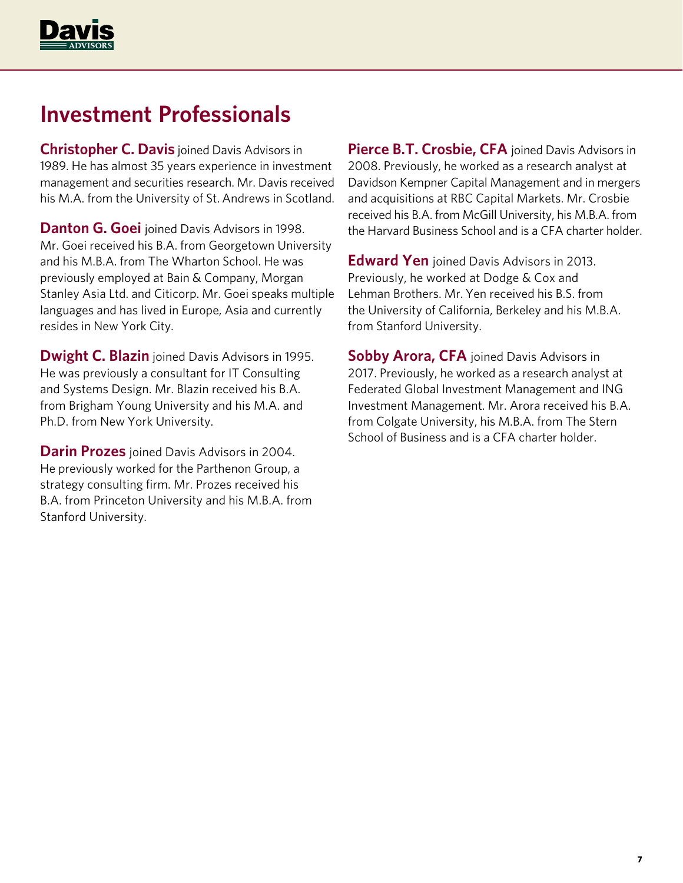## Investment Professionals

**Christopher C. Davis** joined Davis Advisors in 1989. He has almost 35 years experience in investment management and securities research. Mr. Davis received his M.A. from the University of St. Andrews in Scotland.

**Danton G. Goei** joined Davis Advisors in 1998. Mr. Goei received his B.A. from Georgetown University and his M.B.A. from The Wharton School. He was previously employed at Bain & Company, Morgan Stanley Asia Ltd. and Citicorp. Mr. Goei speaks multiple languages and has lived in Europe, Asia and currently resides in New York City.

**Dwight C. Blazin** joined Davis Advisors in 1995. He was previously a consultant for IT Consulting and Systems Design. Mr. Blazin received his B.A. from Brigham Young University and his M.A. and Ph.D. from New York University.

**Darin Prozes** joined Davis Advisors in 2004. He previously worked for the Parthenon Group, a strategy consulting firm. Mr. Prozes received his B.A. from Princeton University and his M.B.A. from Stanford University.

**Pierce B.T. Crosbie, CFA** joined Davis Advisors in 2008. Previously, he worked as a research analyst at Davidson Kempner Capital Management and in mergers and acquisitions at RBC Capital Markets. Mr. Crosbie received his B.A. from McGill University, his M.B.A. from the Harvard Business School and is a CFA charter holder.

**Edward Yen** joined Davis Advisors in 2013. Previously, he worked at Dodge & Cox and Lehman Brothers. Mr. Yen received his B.S. from the University of California, Berkeley and his M.B.A. from Stanford University.

**Sobby Arora, CFA** joined Davis Advisors in 2017. Previously, he worked as a research analyst at Federated Global Investment Management and ING Investment Management. Mr. Arora received his B.A. from Colgate University, his M.B.A. from The Stern School of Business and is a CFA charter holder.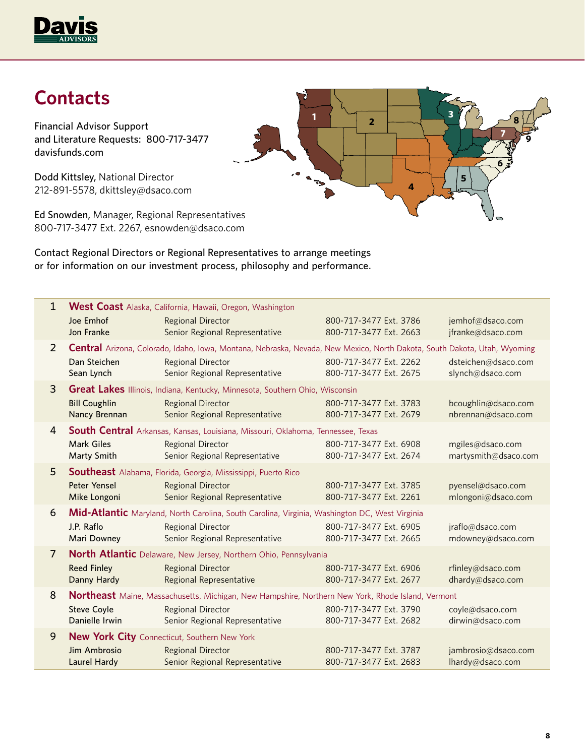## Contacts

Financial Advisor Support
and Literature Requests: 800-717-3477
davisfunds.com

Dodd Kittsley, National Director
212-891-5578, dkittsley@dsaco.com

Ed Snowden, Manager, Regional Representatives
800-717-3477 Ext. 2267, esnowden@dsaco.com

Contact Regional Directors or Regional Representatives to arrange meetings or for information on our investment process, philosophy and performance.

| | | | | |
|---|---|---|---|---|
| 1 | **West Coast** Alaska, California, Hawaii, Oregon, Washington | | | |
| | Joe Emhof | Regional Director | 800-717-3477 Ext. 3786 | jemhof@dsaco.com |
| | Jon Franke | Senior Regional Representative | 800-717-3477 Ext. 2663 | jfranke@dsaco.com |
| 2 | **Central** Arizona, Colorado, Idaho, Iowa, Montana, Nebraska, Nevada, New Mexico, North Dakota, South Dakota, Utah, Wyoming | | | |
| | Dan Steichen | Regional Director | 800-717-3477 Ext. 2262 | dsteichen@dsaco.com |
| | Sean Lynch | Senior Regional Representative | 800-717-3477 Ext. 2675 | slynch@dsaco.com |
| 3 | **Great Lakes** Illinois, Indiana, Kentucky, Minnesota, Southern Ohio, Wisconsin | | | |
| | Bill Coughlin | Regional Director | 800-717-3477 Ext. 3783 | bcoughlin@dsaco.com |
| | Nancy Brennan | Senior Regional Representative | 800-717-3477 Ext. 2679 | nbrennan@dsaco.com |
| 4 | **South Central** Arkansas, Kansas, Louisiana, Missouri, Oklahoma, Tennessee, Texas | | | |
| | Mark Giles | Regional Director | 800-717-3477 Ext. 6908 | mgiles@dsaco.com |
| | Marty Smith | Senior Regional Representative | 800-717-3477 Ext. 2674 | martysmith@dsaco.com |
| 5 | **Southeast** Alabama, Florida, Georgia, Mississippi, Puerto Rico | | | |
| | Peter Yensel | Regional Director | 800-717-3477 Ext. 3785 | pyensel@dsaco.com |
| | Mike Longoni | Senior Regional Representative | 800-717-3477 Ext. 2261 | mlongoni@dsaco.com |
| 6 | **Mid-Atlantic** Maryland, North Carolina, South Carolina, Virginia, Washington DC, West Virginia | | | |
| | J.P. Raflo | Regional Director | 800-717-3477 Ext. 6905 | jraflo@dsaco.com |
| | Mari Downey | Senior Regional Representative | 800-717-3477 Ext. 2665 | mdowney@dsaco.com |
| 7 | **North Atlantic** Delaware, New Jersey, Northern Ohio, Pennsylvania | | | |
| | Reed Finley | Regional Director | 800-717-3477 Ext. 6906 | rfinley@dsaco.com |
| | Danny Hardy | Regional Representative | 800-717-3477 Ext. 2677 | dhardy@dsaco.com |
| 8 | **Northeast** Maine, Massachusetts, Michigan, New Hampshire, Northern New York, Rhode Island, Vermont | | | |
| | Steve Coyle | Regional Director | 800-717-3477 Ext. 3790 | coyle@dsaco.com |
| | Danielle Irwin | Senior Regional Representative | 800-717-3477 Ext. 2682 | dirwin@dsaco.com |
| 9 | **New York City** Connecticut, Southern New York | | | |
| | Jim Ambrosio | Regional Director | 800-717-3477 Ext. 3787 | jambrosio@dsaco.com |
| | Laurel Hardy | Senior Regional Representative | 800-717-3477 Ext. 2683 | lhardy@dsaco.com |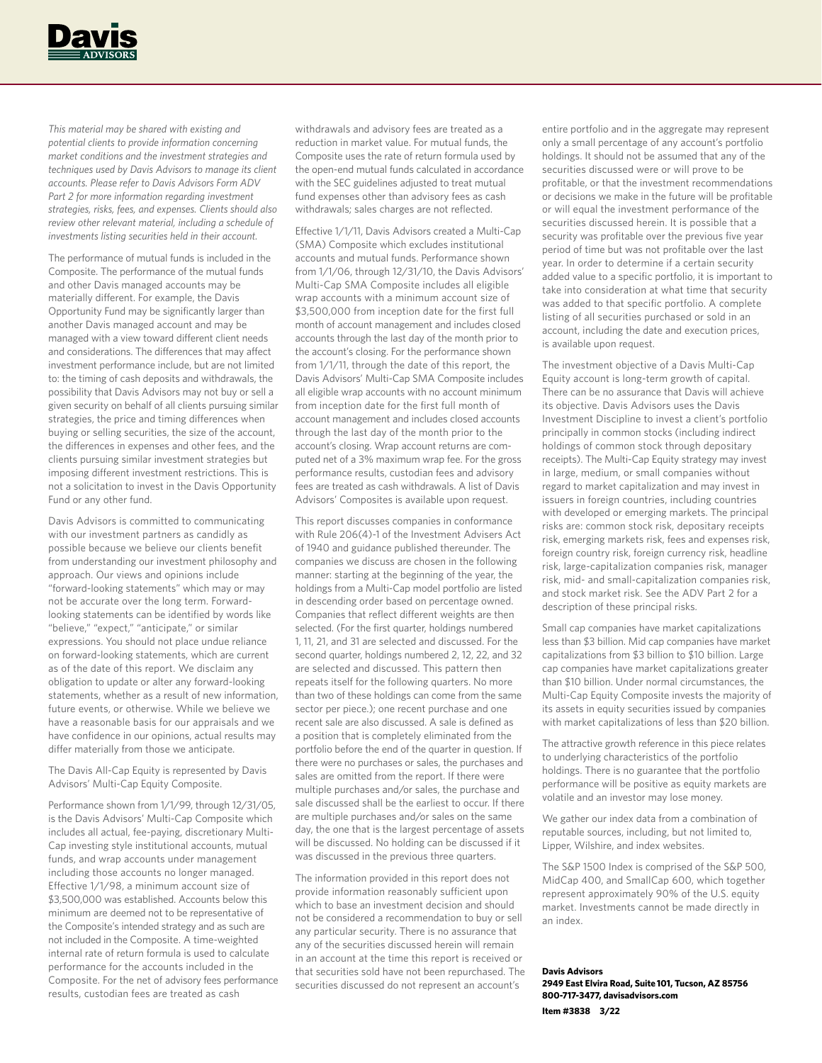*This material may be shared with existing and potential clients to provide information concerning market conditions and the investment strategies and techniques used by Davis Advisors to manage its client accounts. Please refer to Davis Advisors Form ADV Part 2 for more information regarding investment strategies, risks, fees, and expenses. Clients should also review other relevant material, including a schedule of investments listing securities held in their account.*

The performance of mutual funds is included in the Composite. The performance of the mutual funds and other Davis managed accounts may be materially different. For example, the Davis Opportunity Fund may be significantly larger than another Davis managed account and may be managed with a view toward different client needs and considerations. The differences that may affect investment performance include, but are not limited to: the timing of cash deposits and withdrawals, the possibility that Davis Advisors may not buy or sell a given security on behalf of all clients pursuing similar strategies, the price and timing differences when buying or selling securities, the size of the account, the differences in expenses and other fees, and the clients pursuing similar investment strategies but imposing different investment restrictions. This is not a solicitation to invest in the Davis Opportunity Fund or any other fund.

Davis Advisors is committed to communicating with our investment partners as candidly as possible because we believe our clients benefit from understanding our investment philosophy and approach. Our views and opinions include "forward-looking statements" which may or may not be accurate over the long term. Forward-looking statements can be identified by words like "believe," "expect," "anticipate," or similar expressions. You should not place undue reliance on forward-looking statements, which are current as of the date of this report. We disclaim any obligation to update or alter any forward-looking statements, whether as a result of new information, future events, or otherwise. While we believe we have a reasonable basis for our appraisals and we have confidence in our opinions, actual results may differ materially from those we anticipate.

The Davis All-Cap Equity is represented by Davis Advisors' Multi-Cap Equity Composite.

Performance shown from 1/1/99, through 12/31/05, is the Davis Advisors' Multi-Cap Composite which includes all actual, fee-paying, discretionary Multi-Cap investing style institutional accounts, mutual funds, and wrap accounts under management including those accounts no longer managed. Effective 1/1/98, a minimum account size of $3,500,000 was established. Accounts below this minimum are deemed not to be representative of the Composite's intended strategy and as such are not included in the Composite. A time-weighted internal rate of return formula is used to calculate performance for the accounts included in the Composite. For the net of advisory fees performance results, custodian fees are treated as cash withdrawals and advisory fees are treated as a reduction in market value. For mutual funds, the Composite uses the rate of return formula used by the open-end mutual funds calculated in accordance with the SEC guidelines adjusted to treat mutual fund expenses other than advisory fees as cash withdrawals; sales charges are not reflected.

Effective 1/1/11, Davis Advisors created a Multi-Cap (SMA) Composite which excludes institutional accounts and mutual funds. Performance shown from 1/1/06, through 12/31/10, the Davis Advisors' Multi-Cap SMA Composite includes all eligible wrap accounts with a minimum account size of $3,500,000 from inception date for the first full month of account management and includes closed accounts through the last day of the month prior to the account's closing. For the performance shown from 1/1/11, through the date of this report, the Davis Advisors' Multi-Cap SMA Composite includes all eligible wrap accounts with no account minimum from inception date for the first full month of account management and includes closed accounts through the last day of the month prior to the account's closing. Wrap account returns are computed net of a 3% maximum wrap fee. For the gross performance results, custodian fees and advisory fees are treated as cash withdrawals. A list of Davis Advisors' Composites is available upon request.

This report discusses companies in conformance with Rule 206(4)-1 of the Investment Advisers Act of 1940 and guidance published thereunder. The companies we discuss are chosen in the following manner: starting at the beginning of the year, the holdings from a Multi-Cap model portfolio are listed in descending order based on percentage owned. Companies that reflect different weights are then selected. (For the first quarter, holdings numbered 1, 11, 21, and 31 are selected and discussed. For the second quarter, holdings numbered 2, 12, 22, and 32 are selected and discussed. This pattern then repeats itself for the following quarters. No more than two of these holdings can come from the same sector per piece.); one recent purchase and one recent sale are also discussed. A sale is defined as a position that is completely eliminated from the portfolio before the end of the quarter in question. If there were no purchases or sales, the purchases and sales are omitted from the report. If there were multiple purchases and/or sales, the purchase and sale discussed shall be the earliest to occur. If there are multiple purchases and/or sales on the same day, the one that is the largest percentage of assets will be discussed. No holding can be discussed if it was discussed in the previous three quarters.

The information provided in this report does not provide information reasonably sufficient upon which to base an investment decision and should not be considered a recommendation to buy or sell any particular security. There is no assurance that any of the securities discussed herein will remain in an account at the time this report is received or that securities sold have not been repurchased. The securities discussed do not represent an account's entire portfolio and in the aggregate may represent only a small percentage of any account's portfolio holdings. It should not be assumed that any of the securities discussed were or will prove to be profitable, or that the investment recommendations or decisions we make in the future will be profitable or will equal the investment performance of the securities discussed herein. It is possible that a security was profitable over the previous five year period of time but was not profitable over the last year. In order to determine if a certain security added value to a specific portfolio, it is important to take into consideration at what time that security was added to that specific portfolio. A complete listing of all securities purchased or sold in an account, including the date and execution prices, is available upon request.

The investment objective of a Davis Multi-Cap Equity account is long-term growth of capital. There can be no assurance that Davis will achieve its objective. Davis Advisors uses the Davis Investment Discipline to invest a client's portfolio principally in common stocks (including indirect holdings of common stock through depositary receipts). The Multi-Cap Equity strategy may invest in large, medium, or small companies without regard to market capitalization and may invest in issuers in foreign countries, including countries with developed or emerging markets. The principal risks are: common stock risk, depositary receipts risk, emerging markets risk, fees and expenses risk, foreign country risk, foreign currency risk, headline risk, large-capitalization companies risk, manager risk, mid- and small-capitalization companies risk, and stock market risk. See the ADV Part 2 for a description of these principal risks.

Small cap companies have market capitalizations less than $3 billion. Mid cap companies have market capitalizations from $3 billion to $10 billion. Large cap companies have market capitalizations greater than $10 billion. Under normal circumstances, the Multi-Cap Equity Composite invests the majority of its assets in equity securities issued by companies with market capitalizations of less than $20 billion.

The attractive growth reference in this piece relates to underlying characteristics of the portfolio holdings. There is no guarantee that the portfolio performance will be positive as equity markets are volatile and an investor may lose money.

We gather our index data from a combination of reputable sources, including, but not limited to, Lipper, Wilshire, and index websites.

The S&P 1500 Index is comprised of the S&P 500, MidCap 400, and SmallCap 600, which together represent approximately 90% of the U.S. equity market. Investments cannot be made directly in an index.

**Davis Advisors**
**2949 East Elvira Road, Suite 101, Tucson, AZ 85756**
**800-717-3477, davisadvisors.com**

**Item #3838 3/22**